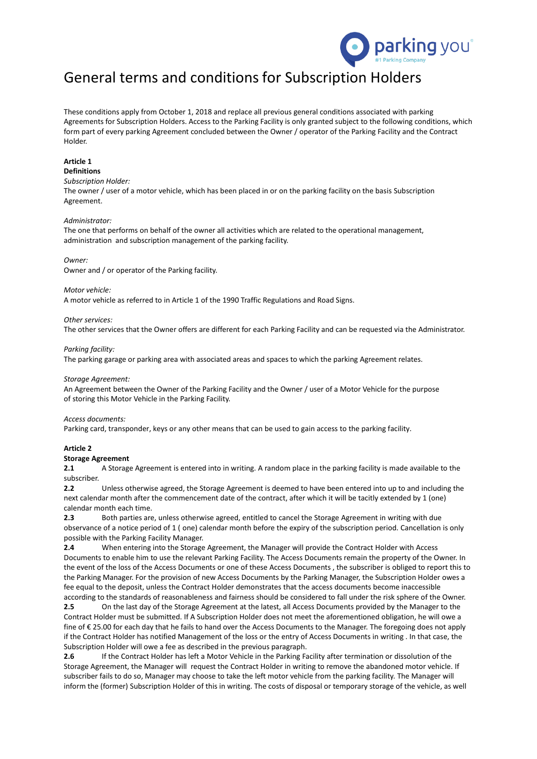# General terms and conditions for Subscription Holders

These conditions apply from October 1, 2018 and replace all previous general conditions associated with parking Agreements for Subscription Holders. Access to the Parking Facility is only granted subject to the following conditions, which form part of every parking Agreement concluded between the Owner / operator of the Parking Facility and the Contract Holder.

**Article 1**
**Definitions**

*Subscription Holder:*
The owner / user of a motor vehicle, which has been placed in or on the parking facility on the basis Subscription Agreement.

*Administrator:*
The one that performs on behalf of the owner all activities which are related to the operational management, administration and subscription management of the parking facility.

*Owner:*
Owner and / or operator of the Parking facility.

*Motor vehicle:*
A motor vehicle as referred to in Article 1 of the 1990 Traffic Regulations and Road Signs.

*Other services:*
The other services that the Owner offers are different for each Parking Facility and can be requested via the Administrator.

*Parking facility:*
The parking garage or parking area with associated areas and spaces to which the parking Agreement relates.

*Storage Agreement:*
An Agreement between the Owner of the Parking Facility and the Owner / user of a Motor Vehicle for the purpose of storing this Motor Vehicle in the Parking Facility.

*Access documents:*
Parking card, transponder, keys or any other means that can be used to gain access to the parking facility.

**Article 2**
**Storage Agreement**

**2.1** A Storage Agreement is entered into in writing. A random place in the parking facility is made available to the subscriber.

**2.2** Unless otherwise agreed, the Storage Agreement is deemed to have been entered into up to and including the next calendar month after the commencement date of the contract, after which it will be tacitly extended by 1 (one) calendar month each time.

**2.3** Both parties are, unless otherwise agreed, entitled to cancel the Storage Agreement in writing with due observance of a notice period of 1 ( one) calendar month before the expiry of the subscription period. Cancellation is only possible with the Parking Facility Manager.

**2.4** When entering into the Storage Agreement, the Manager will provide the Contract Holder with Access Documents to enable him to use the relevant Parking Facility. The Access Documents remain the property of the Owner. In the event of the loss of the Access Documents or one of these Access Documents , the subscriber is obliged to report this to the Parking Manager. For the provision of new Access Documents by the Parking Manager, the Subscription Holder owes a fee equal to the deposit, unless the Contract Holder demonstrates that the access documents become inaccessible according to the standards of reasonableness and fairness should be considered to fall under the risk sphere of the Owner.

**2.5** On the last day of the Storage Agreement at the latest, all Access Documents provided by the Manager to the Contract Holder must be submitted. If A Subscription Holder does not meet the aforementioned obligation, he will owe a fine of € 25.00 for each day that he fails to hand over the Access Documents to the Manager. The foregoing does not apply if the Contract Holder has notified Management of the loss or the entry of Access Documents in writing . In that case, the Subscription Holder will owe a fee as described in the previous paragraph.

**2.6** If the Contract Holder has left a Motor Vehicle in the Parking Facility after termination or dissolution of the Storage Agreement, the Manager will request the Contract Holder in writing to remove the abandoned motor vehicle. If subscriber fails to do so, Manager may choose to take the left motor vehicle from the parking facility. The Manager will inform the (former) Subscription Holder of this in writing. The costs of disposal or temporary storage of the vehicle, as well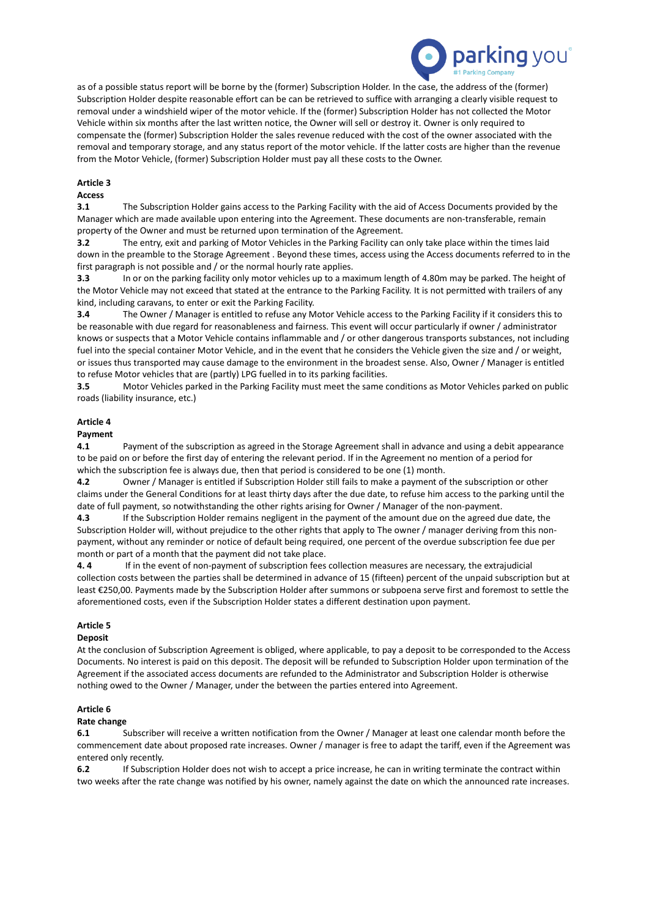as of a possible status report will be borne by the (former) Subscription Holder. In the case, the address of the (former) Subscription Holder despite reasonable effort can be can be retrieved to suffice with arranging a clearly visible request to removal under a windshield wiper of the motor vehicle. If the (former) Subscription Holder has not collected the Motor Vehicle within six months after the last written notice, the Owner will sell or destroy it. Owner is only required to compensate the (former) Subscription Holder the sales revenue reduced with the cost of the owner associated with the removal and temporary storage, and any status report of the motor vehicle. If the latter costs are higher than the revenue from the Motor Vehicle, (former) Subscription Holder must pay all these costs to the Owner.

**Article 3**

**Access**

**3.1** The Subscription Holder gains access to the Parking Facility with the aid of Access Documents provided by the Manager which are made available upon entering into the Agreement. These documents are non-transferable, remain property of the Owner and must be returned upon termination of the Agreement.

**3.2** The entry, exit and parking of Motor Vehicles in the Parking Facility can only take place within the times laid down in the preamble to the Storage Agreement . Beyond these times, access using the Access documents referred to in the first paragraph is not possible and / or the normal hourly rate applies.

**3.3** In or on the parking facility only motor vehicles up to a maximum length of 4.80m may be parked. The height of the Motor Vehicle may not exceed that stated at the entrance to the Parking Facility. It is not permitted with trailers of any kind, including caravans, to enter or exit the Parking Facility.

**3.4** The Owner / Manager is entitled to refuse any Motor Vehicle access to the Parking Facility if it considers this to be reasonable with due regard for reasonableness and fairness. This event will occur particularly if owner / administrator knows or suspects that a Motor Vehicle contains inflammable and / or other dangerous transports substances, not including fuel into the special container Motor Vehicle, and in the event that he considers the Vehicle given the size and / or weight, or issues thus transported may cause damage to the environment in the broadest sense. Also, Owner / Manager is entitled to refuse Motor vehicles that are (partly) LPG fuelled in to its parking facilities.

**3.5** Motor Vehicles parked in the Parking Facility must meet the same conditions as Motor Vehicles parked on public roads (liability insurance, etc.)

**Article 4**

**Payment**

**4.1** Payment of the subscription as agreed in the Storage Agreement shall in advance and using a debit appearance to be paid on or before the first day of entering the relevant period. If in the Agreement no mention of a period for which the subscription fee is always due, then that period is considered to be one (1) month.

**4.2** Owner / Manager is entitled if Subscription Holder still fails to make a payment of the subscription or other claims under the General Conditions for at least thirty days after the due date, to refuse him access to the parking until the date of full payment, so notwithstanding the other rights arising for Owner / Manager of the non-payment.

**4.3** If the Subscription Holder remains negligent in the payment of the amount due on the agreed due date, the Subscription Holder will, without prejudice to the other rights that apply to The owner / manager deriving from this non-payment, without any reminder or notice of default being required, one percent of the overdue subscription fee due per month or part of a month that the payment did not take place.

**4. 4** If in the event of non-payment of subscription fees collection measures are necessary, the extrajudicial collection costs between the parties shall be determined in advance of 15 (fifteen) percent of the unpaid subscription but at least €250,00. Payments made by the Subscription Holder after summons or subpoena serve first and foremost to settle the aforementioned costs, even if the Subscription Holder states a different destination upon payment.

**Article 5**

**Deposit**

At the conclusion of Subscription Agreement is obliged, where applicable, to pay a deposit to be corresponded to the Access Documents. No interest is paid on this deposit. The deposit will be refunded to Subscription Holder upon termination of the Agreement if the associated access documents are refunded to the Administrator and Subscription Holder is otherwise nothing owed to the Owner / Manager, under the between the parties entered into Agreement.

**Article 6**

**Rate change**

**6.1** Subscriber will receive a written notification from the Owner / Manager at least one calendar month before the commencement date about proposed rate increases. Owner / manager is free to adapt the tariff, even if the Agreement was entered only recently.

**6.2** If Subscription Holder does not wish to accept a price increase, he can in writing terminate the contract within two weeks after the rate change was notified by his owner, namely against the date on which the announced rate increases.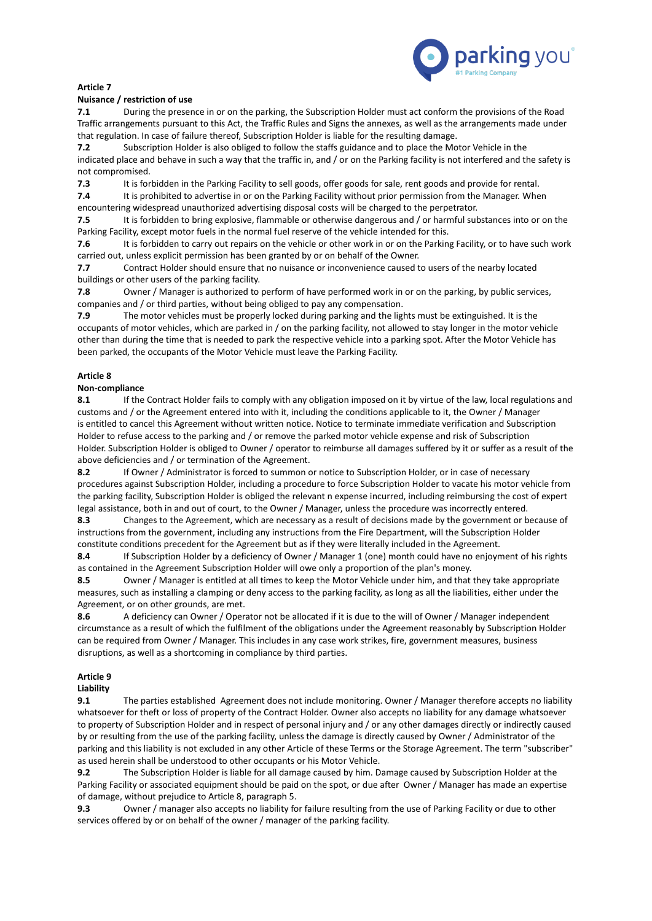**Article 7**

**Nuisance / restriction of use**

**7.1** During the presence in or on the parking, the Subscription Holder must act conform the provisions of the Road Traffic arrangements pursuant to this Act, the Traffic Rules and Signs the annexes, as well as the arrangements made under that regulation. In case of failure thereof, Subscription Holder is liable for the resulting damage.

**7.2** Subscription Holder is also obliged to follow the staffs guidance and to place the Motor Vehicle in the indicated place and behave in such a way that the traffic in, and / or on the Parking facility is not interfered and the safety is not compromised.

**7.3** It is forbidden in the Parking Facility to sell goods, offer goods for sale, rent goods and provide for rental.

**7.4** It is prohibited to advertise in or on the Parking Facility without prior permission from the Manager. When encountering widespread unauthorized advertising disposal costs will be charged to the perpetrator.

**7.5** It is forbidden to bring explosive, flammable or otherwise dangerous and / or harmful substances into or on the Parking Facility, except motor fuels in the normal fuel reserve of the vehicle intended for this.

**7.6** It is forbidden to carry out repairs on the vehicle or other work in or on the Parking Facility, or to have such work carried out, unless explicit permission has been granted by or on behalf of the Owner.

**7.7** Contract Holder should ensure that no nuisance or inconvenience caused to users of the nearby located buildings or other users of the parking facility.

**7.8** Owner / Manager is authorized to perform of have performed work in or on the parking, by public services, companies and / or third parties, without being obliged to pay any compensation.

**7.9** The motor vehicles must be properly locked during parking and the lights must be extinguished. It is the occupants of motor vehicles, which are parked in / on the parking facility, not allowed to stay longer in the motor vehicle other than during the time that is needed to park the respective vehicle into a parking spot. After the Motor Vehicle has been parked, the occupants of the Motor Vehicle must leave the Parking Facility.

**Article 8**

**Non-compliance**

**8.1** If the Contract Holder fails to comply with any obligation imposed on it by virtue of the law, local regulations and customs and / or the Agreement entered into with it, including the conditions applicable to it, the Owner / Manager is entitled to cancel this Agreement without written notice. Notice to terminate immediate verification and Subscription Holder to refuse access to the parking and / or remove the parked motor vehicle expense and risk of Subscription Holder. Subscription Holder is obliged to Owner / operator to reimburse all damages suffered by it or suffer as a result of the above deficiencies and / or termination of the Agreement.

**8.2** If Owner / Administrator is forced to summon or notice to Subscription Holder, or in case of necessary procedures against Subscription Holder, including a procedure to force Subscription Holder to vacate his motor vehicle from the parking facility, Subscription Holder is obliged the relevant n expense incurred, including reimbursing the cost of expert legal assistance, both in and out of court, to the Owner / Manager, unless the procedure was incorrectly entered.

**8.3** Changes to the Agreement, which are necessary as a result of decisions made by the government or because of instructions from the government, including any instructions from the Fire Department, will the Subscription Holder constitute conditions precedent for the Agreement but as if they were literally included in the Agreement.

**8.4** If Subscription Holder by a deficiency of Owner / Manager 1 (one) month could have no enjoyment of his rights as contained in the Agreement Subscription Holder will owe only a proportion of the plan's money.

**8.5** Owner / Manager is entitled at all times to keep the Motor Vehicle under him, and that they take appropriate measures, such as installing a clamping or deny access to the parking facility, as long as all the liabilities, either under the Agreement, or on other grounds, are met.

**8.6** A deficiency can Owner / Operator not be allocated if it is due to the will of Owner / Manager independent circumstance as a result of which the fulfilment of the obligations under the Agreement reasonably by Subscription Holder can be required from Owner / Manager. This includes in any case work strikes, fire, government measures, business disruptions, as well as a shortcoming in compliance by third parties.

**Article 9**

**Liability**

**9.1** The parties established Agreement does not include monitoring. Owner / Manager therefore accepts no liability whatsoever for theft or loss of property of the Contract Holder. Owner also accepts no liability for any damage whatsoever to property of Subscription Holder and in respect of personal injury and / or any other damages directly or indirectly caused by or resulting from the use of the parking facility, unless the damage is directly caused by Owner / Administrator of the parking and this liability is not excluded in any other Article of these Terms or the Storage Agreement. The term "subscriber" as used herein shall be understood to other occupants or his Motor Vehicle.

**9.2** The Subscription Holder is liable for all damage caused by him. Damage caused by Subscription Holder at the Parking Facility or associated equipment should be paid on the spot, or due after Owner / Manager has made an expertise of damage, without prejudice to Article 8, paragraph 5.

**9.3** Owner / manager also accepts no liability for failure resulting from the use of Parking Facility or due to other services offered by or on behalf of the owner / manager of the parking facility.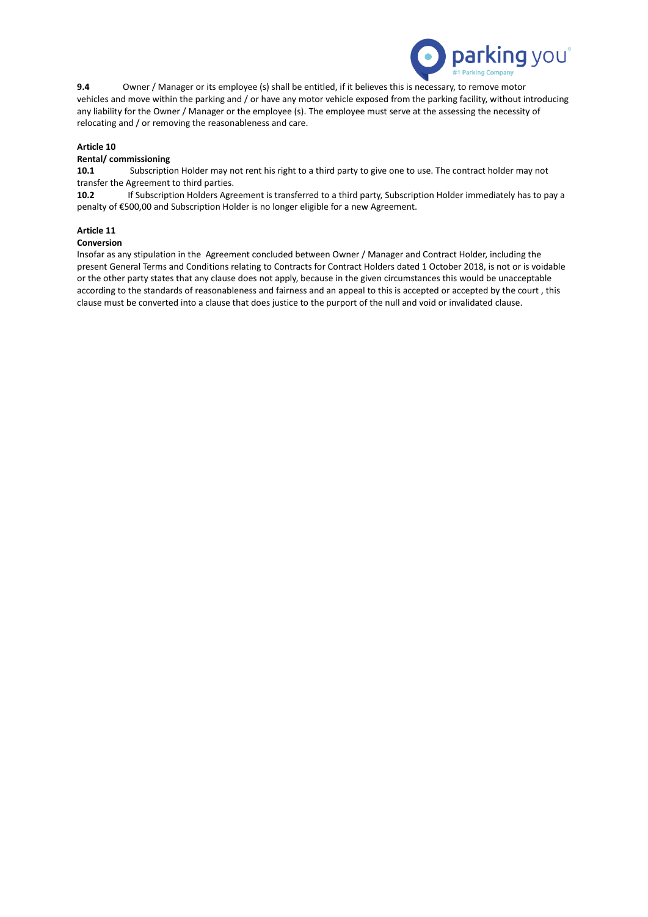**9.4** Owner / Manager or its employee (s) shall be entitled, if it believes this is necessary, to remove motor vehicles and move within the parking and / or have any motor vehicle exposed from the parking facility, without introducing any liability for the Owner / Manager or the employee (s). The employee must serve at the assessing the necessity of relocating and / or removing the reasonableness and care.

**Article 10**

**Rental/ commissioning**

**10.1** Subscription Holder may not rent his right to a third party to give one to use. The contract holder may not transfer the Agreement to third parties.

**10.2** If Subscription Holders Agreement is transferred to a third party, Subscription Holder immediately has to pay a penalty of €500,00 and Subscription Holder is no longer eligible for a new Agreement.

**Article 11**

**Conversion**

Insofar as any stipulation in the Agreement concluded between Owner / Manager and Contract Holder, including the present General Terms and Conditions relating to Contracts for Contract Holders dated 1 October 2018, is not or is voidable or the other party states that any clause does not apply, because in the given circumstances this would be unacceptable according to the standards of reasonableness and fairness and an appeal to this is accepted or accepted by the court , this clause must be converted into a clause that does justice to the purport of the null and void or invalidated clause.